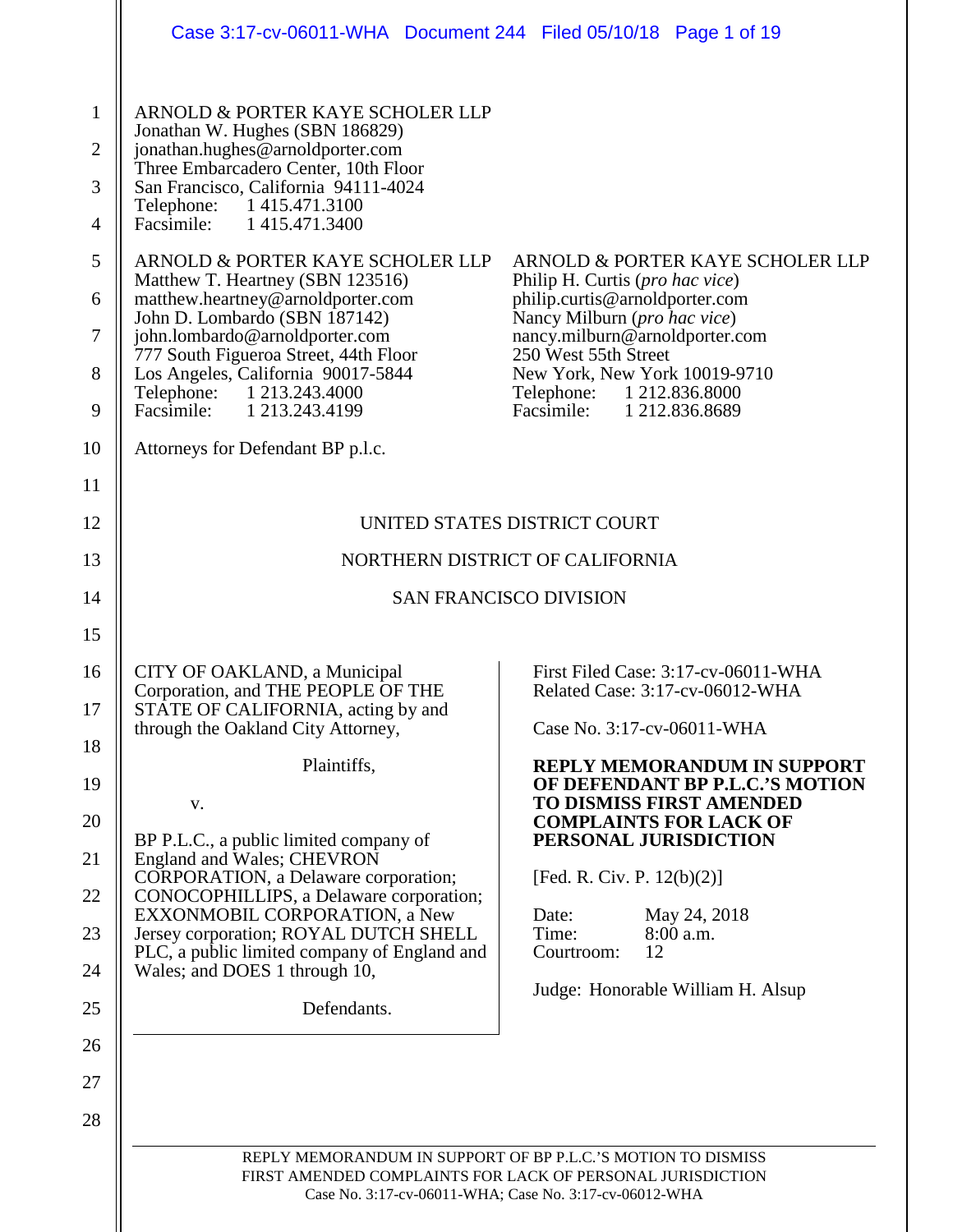ARNOLD & PORTER KAYE SCHOLER LLP
Jonathan W. Hughes (SBN 186829)
jonathan.hughes@arnoldporter.com
Three Embarcadero Center, 10th Floor
San Francisco, California 94111-4024
Telephone: 1 415.471.3100
Facsimile: 1 415.471.3400

ARNOLD & PORTER KAYE SCHOLER LLP
Matthew T. Heartney (SBN 123516)
matthew.heartney@arnoldporter.com
John D. Lombardo (SBN 187142)
john.lombardo@arnoldporter.com
777 South Figueroa Street, 44th Floor
Los Angeles, California 90017-5844
Telephone: 1 213.243.4000
Facsimile: 1 213.243.4199

ARNOLD & PORTER KAYE SCHOLER LLP
Philip H. Curtis (*pro hac vice*)
philip.curtis@arnoldporter.com
Nancy Milburn (*pro hac vice*)
nancy.milburn@arnoldporter.com
250 West 55th Street
New York, New York 10019-9710
Telephone: 1 212.836.8000
Facsimile: 1 212.836.8689

Attorneys for Defendant BP p.l.c.

UNITED STATES DISTRICT COURT

NORTHERN DISTRICT OF CALIFORNIA

SAN FRANCISCO DIVISION

CITY OF OAKLAND, a Municipal Corporation, and THE PEOPLE OF THE STATE OF CALIFORNIA, acting by and through the Oakland City Attorney,

Plaintiffs,

v.

BP P.L.C., a public limited company of England and Wales; CHEVRON CORPORATION, a Delaware corporation; CONOCOPHILLIPS, a Delaware corporation; EXXONMOBIL CORPORATION, a New Jersey corporation; ROYAL DUTCH SHELL PLC, a public limited company of England and Wales; and DOES 1 through 10,

Defendants.

First Filed Case: 3:17-cv-06011-WHA
Related Case: 3:17-cv-06012-WHA

Case No. 3:17-cv-06011-WHA

**REPLY MEMORANDUM IN SUPPORT OF DEFENDANT BP P.L.C.'S MOTION TO DISMISS FIRST AMENDED COMPLAINTS FOR LACK OF PERSONAL JURISDICTION**

[Fed. R. Civ. P. 12(b)(2)]

Date: May 24, 2018
Time: 8:00 a.m.
Courtroom: 12

Judge: Honorable William H. Alsup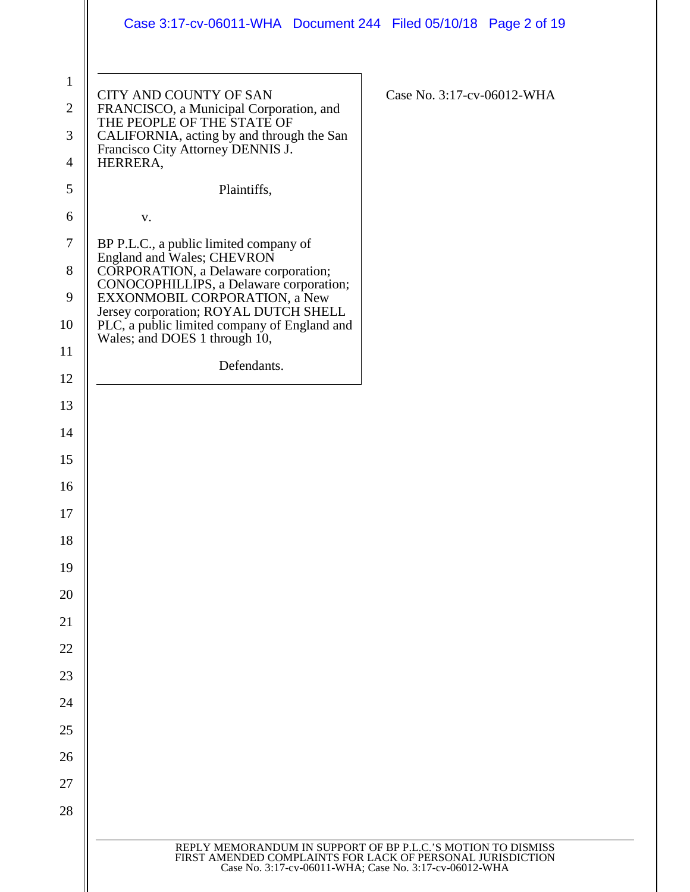| CITY AND COUNTY OF SAN FRANCISCO, a Municipal Corporation, and THE PEOPLE OF THE STATE OF CALIFORNIA, acting by and through the San Francisco City Attorney DENNIS J. HERRERA,<br><br>Plaintiffs,<br><br>v.<br><br>BP P.L.C., a public limited company of England and Wales; CHEVRON CORPORATION, a Delaware corporation; CONOCOPHILLIPS, a Delaware corporation; EXXONMOBIL CORPORATION, a New Jersey corporation; ROYAL DUTCH SHELL PLC, a public limited company of England and Wales; and DOES 1 through 10,<br><br>Defendants. | Case No. 3:17-cv-06012-WHA |
| --- | --- |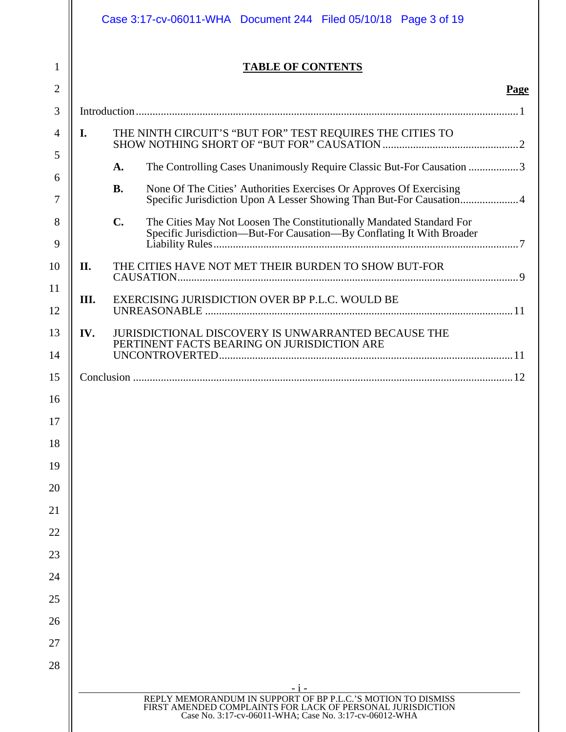# TABLE OF CONTENTS

| | | Page |
|---|---|---|
| Introduction | | 1 |
| I. | THE NINTH CIRCUIT'S "BUT FOR" TEST REQUIRES THE CITIES TO SHOW NOTHING SHORT OF "BUT FOR" CAUSATION | 2 |
| | A. The Controlling Cases Unanimously Require Classic But-For Causation | 3 |
| | B. None Of The Cities' Authorities Exercises Or Approves Of Exercising Specific Jurisdiction Upon A Lesser Showing Than But-For Causation | 4 |
| | C. The Cities May Not Loosen The Constitutionally Mandated Standard For Specific Jurisdiction—But-For Causation—By Conflating It With Broader Liability Rules | 7 |
| II. | THE CITIES HAVE NOT MET THEIR BURDEN TO SHOW BUT-FOR CAUSATION | 9 |
| III. | EXERCISING JURISDICTION OVER BP P.L.C. WOULD BE UNREASONABLE | 11 |
| IV. | JURISDICTIONAL DISCOVERY IS UNWARRANTED BECAUSE THE PERTINENT FACTS BEARING ON JURISDICTION ARE UNCONTROVERTED | 11 |
| Conclusion | | 12 |

REPLY MEMORANDUM IN SUPPORT OF BP P.L.C.'S MOTION TO DISMISS FIRST AMENDED COMPLAINTS FOR LACK OF PERSONAL JURISDICTION
Case No. 3:17-cv-06011-WHA; Case No. 3:17-cv-06012-WHA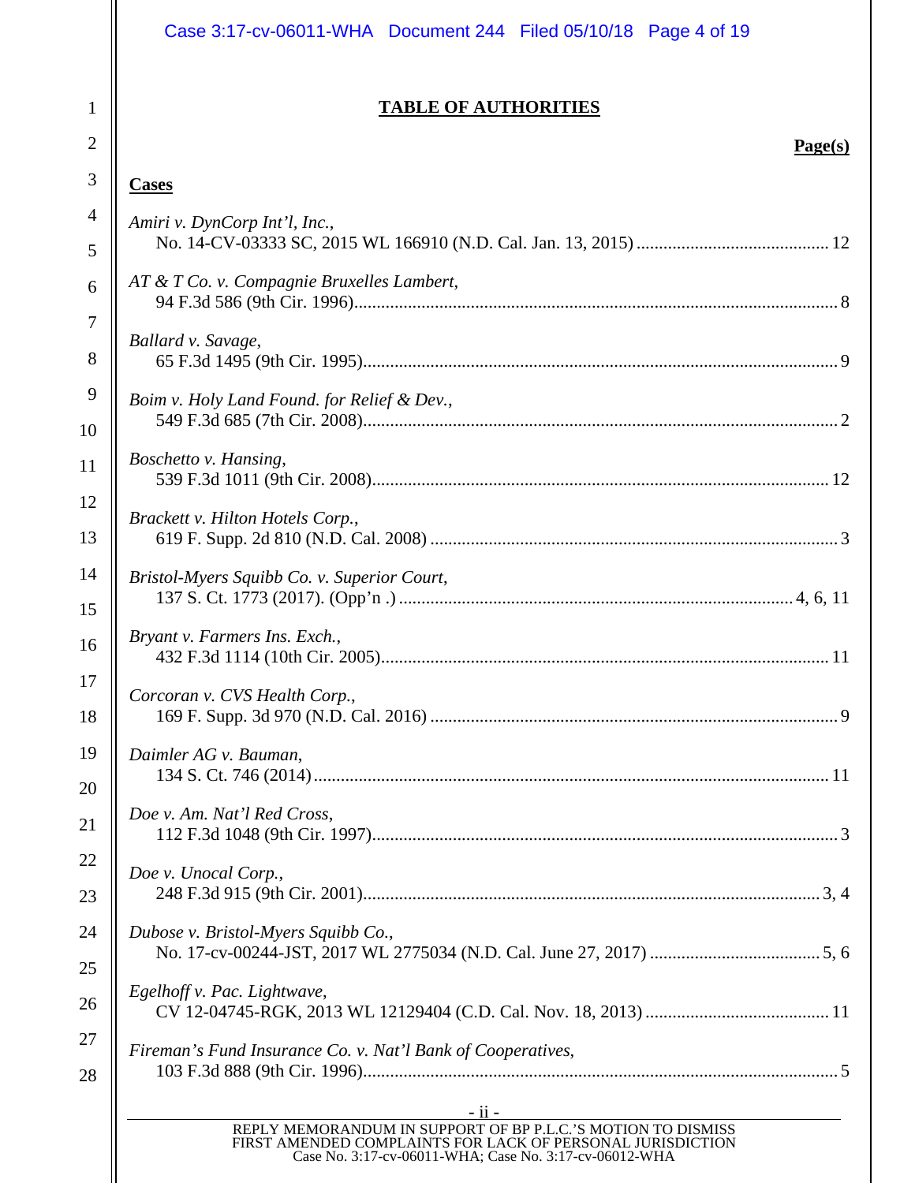# TABLE OF AUTHORITIES

**Page(s)**

## Cases

*Amiri v. DynCorp Int'l, Inc.*,
No. 14-CV-03333 SC, 2015 WL 166910 (N.D. Cal. Jan. 13, 2015) .......... 12

*AT & T Co. v. Compagnie Bruxelles Lambert*,
94 F.3d 586 (9th Cir. 1996) .......... 8

*Ballard v. Savage*,
65 F.3d 1495 (9th Cir. 1995) .......... 9

*Boim v. Holy Land Found. for Relief & Dev.*,
549 F.3d 685 (7th Cir. 2008) .......... 2

*Boschetto v. Hansing*,
539 F.3d 1011 (9th Cir. 2008) .......... 12

*Brackett v. Hilton Hotels Corp.*,
619 F. Supp. 2d 810 (N.D. Cal. 2008) .......... 3

*Bristol-Myers Squibb Co. v. Superior Court*,
137 S. Ct. 1773 (2017). (Opp'n .) .......... 4, 6, 11

*Bryant v. Farmers Ins. Exch.*,
432 F.3d 1114 (10th Cir. 2005) .......... 11

*Corcoran v. CVS Health Corp.*,
169 F. Supp. 3d 970 (N.D. Cal. 2016) .......... 9

*Daimler AG v. Bauman*,
134 S. Ct. 746 (2014) .......... 11

*Doe v. Am. Nat'l Red Cross*,
112 F.3d 1048 (9th Cir. 1997) .......... 3

*Doe v. Unocal Corp.*,
248 F.3d 915 (9th Cir. 2001) .......... 3, 4

*Dubose v. Bristol-Myers Squibb Co.*,
No. 17-cv-00244-JST, 2017 WL 2775034 (N.D. Cal. June 27, 2017) .......... 5, 6

*Egelhoff v. Pac. Lightwave*,
CV 12-04745-RGK, 2013 WL 12129404 (C.D. Cal. Nov. 18, 2013) .......... 11

*Fireman's Fund Insurance Co. v. Nat'l Bank of Cooperatives*,
103 F.3d 888 (9th Cir. 1996) .......... 5

REPLY MEMORANDUM IN SUPPORT OF BP P.L.C.'S MOTION TO DISMISS FIRST AMENDED COMPLAINTS FOR LACK OF PERSONAL JURISDICTION
Case No. 3:17-cv-06011-WHA; Case No. 3:17-cv-06012-WHA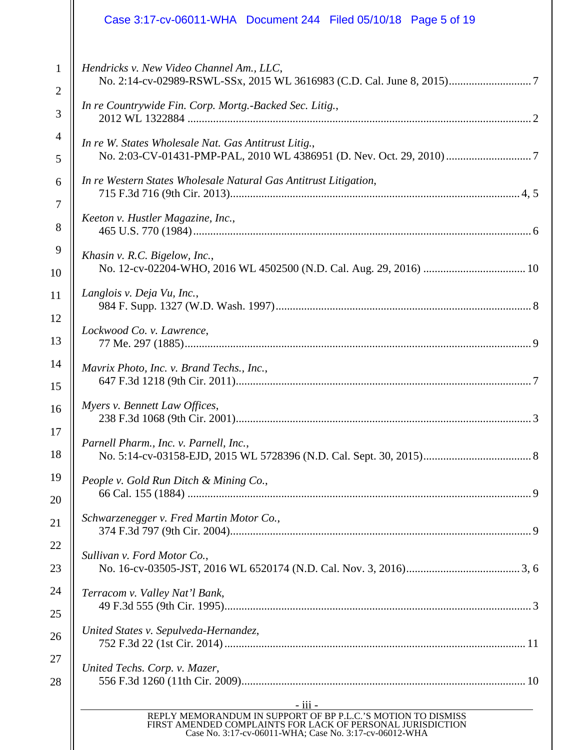*Hendricks v. New Video Channel Am., LLC*,
No. 2:14-cv-02989-RSWL-SSx, 2015 WL 3616983 (C.D. Cal. June 8, 2015)............................ 7

*In re Countrywide Fin. Corp. Mortg.-Backed Sec. Litig.*,
2012 WL 1322884 ........................................................................................................................ 2

*In re W. States Wholesale Nat. Gas Antitrust Litig.*,
No. 2:03-CV-01431-PMP-PAL, 2010 WL 4386951 (D. Nev. Oct. 29, 2010) ............................ 7

*In re Western States Wholesale Natural Gas Antitrust Litigation*,
715 F.3d 716 (9th Cir. 2013)................................................................................................... 4, 5

*Keeton v. Hustler Magazine, Inc.*,
465 U.S. 770 (1984) .................................................................................................................... 6

*Khasin v. R.C. Bigelow, Inc.*,
No. 12-cv-02204-WHO, 2016 WL 4502500 (N.D. Cal. Aug. 29, 2016) .................................. 10

*Langlois v. Deja Vu, Inc.*,
984 F. Supp. 1327 (W.D. Wash. 1997)........................................................................................ 8

*Lockwood Co. v. Lawrence*,
77 Me. 297 (1885)........................................................................................................................ 9

*Mavrix Photo, Inc. v. Brand Techs., Inc.*,
647 F.3d 1218 (9th Cir. 2011)...................................................................................................... 7

*Myers v. Bennett Law Offices*,
238 F.3d 1068 (9th Cir. 2001)...................................................................................................... 3

*Parnell Pharm., Inc. v. Parnell, Inc.*,
No. 5:14-cv-03158-EJD, 2015 WL 5728396 (N.D. Cal. Sept. 30, 2015)..................................... 8

*People v. Gold Run Ditch & Mining Co.*,
66 Cal. 155 (1884) ....................................................................................................................... 9

*Schwarzenegger v. Fred Martin Motor Co.*,
374 F.3d 797 (9th Cir. 2004)........................................................................................................ 9

*Sullivan v. Ford Motor Co.*,
No. 16-cv-03505-JST, 2016 WL 6520174 (N.D. Cal. Nov. 3, 2016)...................................... 3, 6

*Terracom v. Valley Nat'l Bank*,
49 F.3d 555 (9th Cir. 1995).......................................................................................................... 3

*United States v. Sepulveda-Hernandez*,
752 F.3d 22 (1st Cir. 2014) ........................................................................................................ 11

*United Techs. Corp. v. Mazer*,
556 F.3d 1260 (11th Cir. 2009).................................................................................................. 10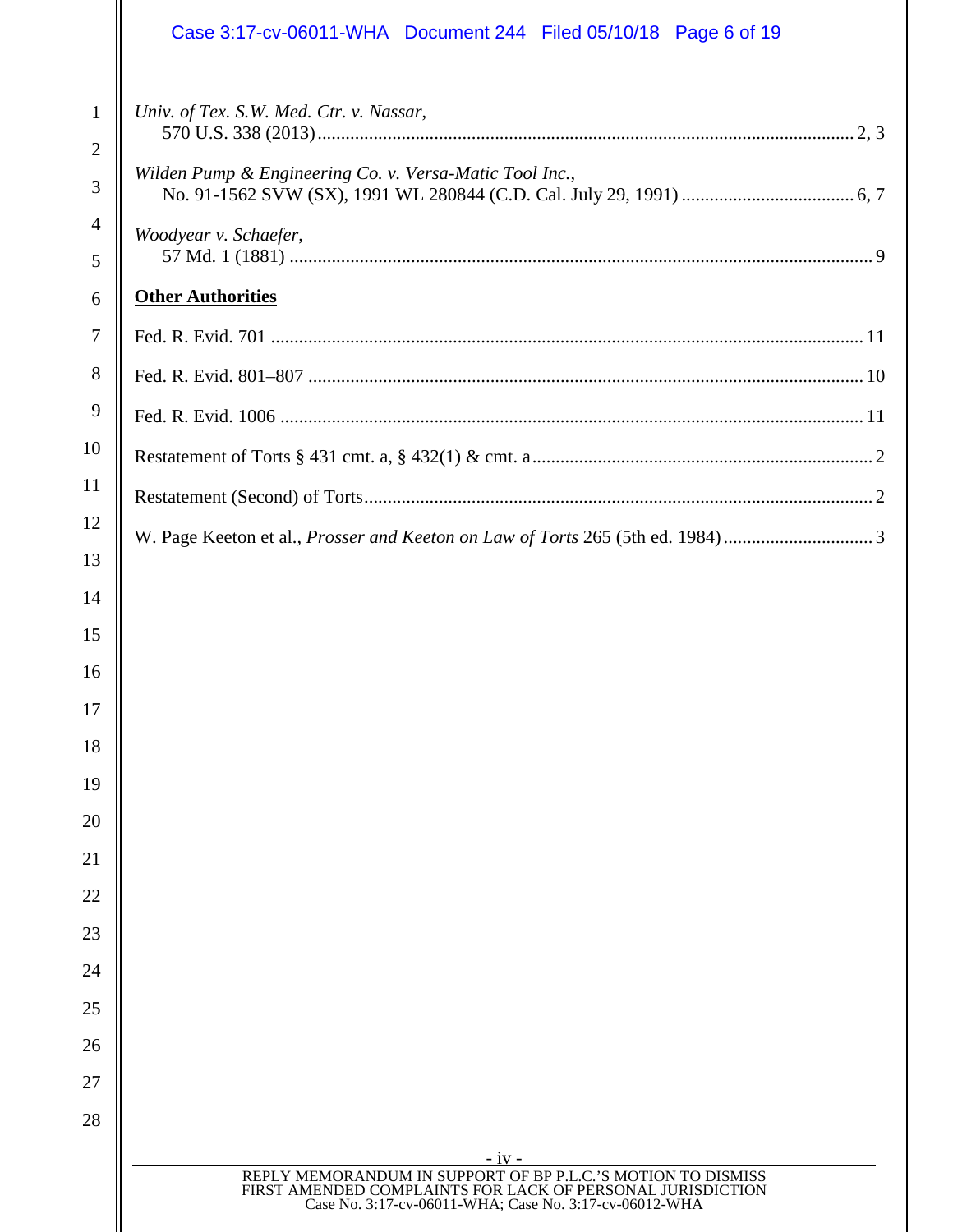*Univ. of Tex. S.W. Med. Ctr. v. Nassar*,
570 U.S. 338 (2013) .................................................................................................... 2, 3

*Wilden Pump & Engineering Co. v. Versa-Matic Tool Inc.*,
No. 91-1562 SVW (SX), 1991 WL 280844 (C.D. Cal. July 29, 1991) ..................................... 6, 7

*Woodyear v. Schaefer*,
57 Md. 1 (1881) ............................................................................................................ 9

**Other Authorities**

Fed. R. Evid. 701 .............................................................................................................. 11

Fed. R. Evid. 801–807 ...................................................................................................... 10

Fed. R. Evid. 1006 ............................................................................................................ 11

Restatement of Torts § 431 cmt. a, § 432(1) & cmt. a ......................................................................... 2

Restatement (Second) of Torts ............................................................................................ 2

W. Page Keeton et al., *Prosser and Keeton on Law of Torts* 265 (5th ed. 1984) ................................ 3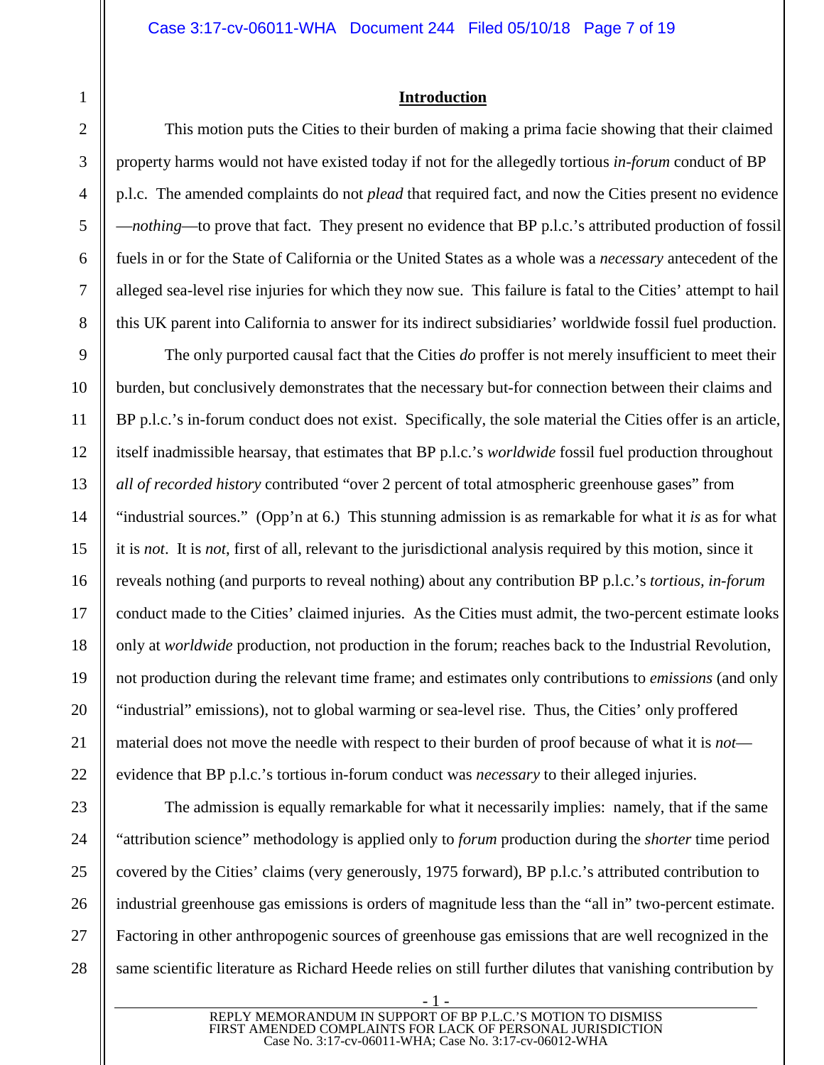# **Introduction**

This motion puts the Cities to their burden of making a prima facie showing that their claimed property harms would not have existed today if not for the allegedly tortious *in-forum* conduct of BP p.l.c. The amended complaints do not *plead* that required fact, and now the Cities present no evidence —*nothing*—to prove that fact. They present no evidence that BP p.l.c.'s attributed production of fossil fuels in or for the State of California or the United States as a whole was a *necessary* antecedent of the alleged sea-level rise injuries for which they now sue. This failure is fatal to the Cities' attempt to hail this UK parent into California to answer for its indirect subsidiaries' worldwide fossil fuel production.

The only purported causal fact that the Cities *do* proffer is not merely insufficient to meet their burden, but conclusively demonstrates that the necessary but-for connection between their claims and BP p.l.c.'s in-forum conduct does not exist. Specifically, the sole material the Cities offer is an article, itself inadmissible hearsay, that estimates that BP p.l.c.'s *worldwide* fossil fuel production throughout *all of recorded history* contributed "over 2 percent of total atmospheric greenhouse gases" from "industrial sources." (Opp'n at 6.) This stunning admission is as remarkable for what it *is* as for what it is *not*. It is *not*, first of all, relevant to the jurisdictional analysis required by this motion, since it reveals nothing (and purports to reveal nothing) about any contribution BP p.l.c.'s *tortious, in-forum* conduct made to the Cities' claimed injuries. As the Cities must admit, the two-percent estimate looks only at *worldwide* production, not production in the forum; reaches back to the Industrial Revolution, not production during the relevant time frame; and estimates only contributions to *emissions* (and only "industrial" emissions), not to global warming or sea-level rise. Thus, the Cities' only proffered material does not move the needle with respect to their burden of proof because of what it is *not*—evidence that BP p.l.c.'s tortious in-forum conduct was *necessary* to their alleged injuries.

The admission is equally remarkable for what it necessarily implies: namely, that if the same "attribution science" methodology is applied only to *forum* production during the *shorter* time period covered by the Cities' claims (very generously, 1975 forward), BP p.l.c.'s attributed contribution to industrial greenhouse gas emissions is orders of magnitude less than the "all in" two-percent estimate. Factoring in other anthropogenic sources of greenhouse gas emissions that are well recognized in the same scientific literature as Richard Heede relies on still further dilutes that vanishing contribution by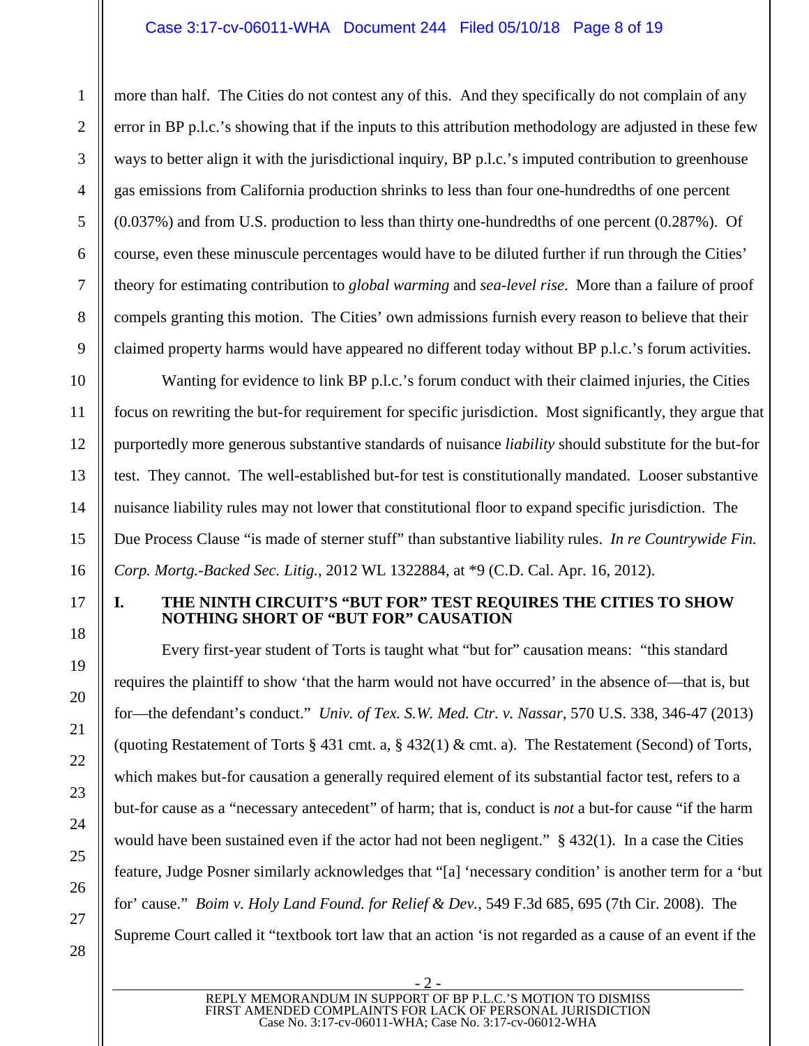more than half. The Cities do not contest any of this. And they specifically do not complain of any error in BP p.l.c.'s showing that if the inputs to this attribution methodology are adjusted in these few ways to better align it with the jurisdictional inquiry, BP p.l.c.'s imputed contribution to greenhouse gas emissions from California production shrinks to less than four one-hundredths of one percent (0.037%) and from U.S. production to less than thirty one-hundredths of one percent (0.287%). Of course, even these minuscule percentages would have to be diluted further if run through the Cities' theory for estimating contribution to *global warming* and *sea-level rise*. More than a failure of proof compels granting this motion. The Cities' own admissions furnish every reason to believe that their claimed property harms would have appeared no different today without BP p.l.c.'s forum activities.

Wanting for evidence to link BP p.l.c.'s forum conduct with their claimed injuries, the Cities focus on rewriting the but-for requirement for specific jurisdiction. Most significantly, they argue that purportedly more generous substantive standards of nuisance *liability* should substitute for the but-for test. They cannot. The well-established but-for test is constitutionally mandated. Looser substantive nuisance liability rules may not lower that constitutional floor to expand specific jurisdiction. The Due Process Clause "is made of sterner stuff" than substantive liability rules. *In re Countrywide Fin. Corp. Mortg.-Backed Sec. Litig.*, 2012 WL 1322884, at *9 (C.D. Cal. Apr. 16, 2012).

## I. THE NINTH CIRCUIT'S "BUT FOR" TEST REQUIRES THE CITIES TO SHOW NOTHING SHORT OF "BUT FOR" CAUSATION

Every first-year student of Torts is taught what "but for" causation means: "this standard requires the plaintiff to show 'that the harm would not have occurred' in the absence of—that is, but for—the defendant's conduct." *Univ. of Tex. S.W. Med. Ctr. v. Nassar*, 570 U.S. 338, 346-47 (2013) (quoting Restatement of Torts § 431 cmt. a, § 432(1) & cmt. a). The Restatement (Second) of Torts, which makes but-for causation a generally required element of its substantial factor test, refers to a but-for cause as a "necessary antecedent" of harm; that is, conduct is *not* a but-for cause "if the harm would have been sustained even if the actor had not been negligent." § 432(1). In a case the Cities feature, Judge Posner similarly acknowledges that "[a] 'necessary condition' is another term for a 'but for' cause." *Boim v. Holy Land Found. for Relief & Dev.*, 549 F.3d 685, 695 (7th Cir. 2008). The Supreme Court called it "textbook tort law that an action 'is not regarded as a cause of an event if the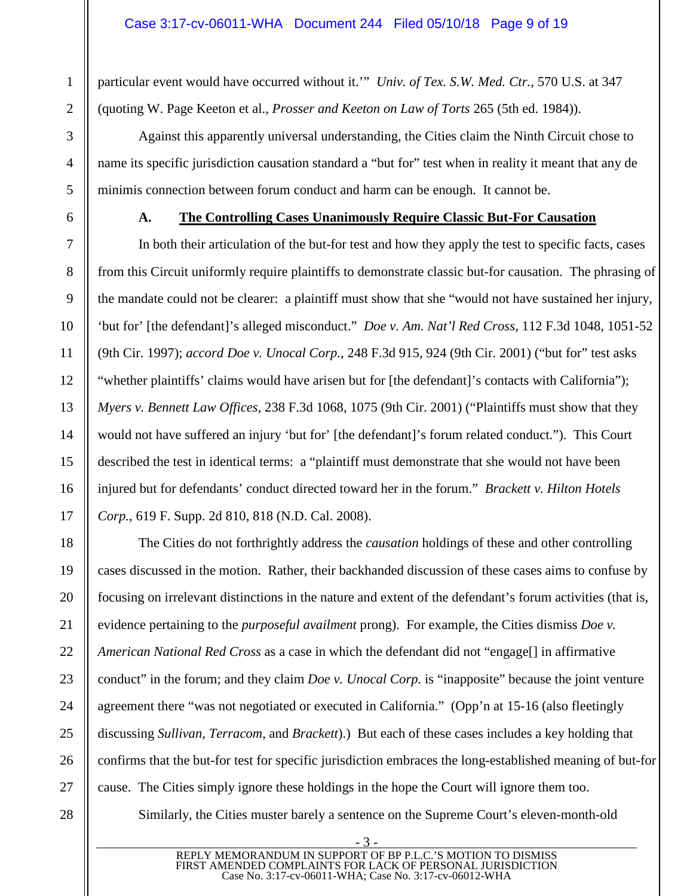particular event would have occurred without it.'" *Univ. of Tex. S.W. Med. Ctr.*, 570 U.S. at 347 (quoting W. Page Keeton et al., *Prosser and Keeton on Law of Torts* 265 (5th ed. 1984)).

Against this apparently universal understanding, the Cities claim the Ninth Circuit chose to name its specific jurisdiction causation standard a "but for" test when in reality it meant that any de minimis connection between forum conduct and harm can be enough. It cannot be.

### A. <u>The Controlling Cases Unanimously Require Classic But-For Causation</u>

In both their articulation of the but-for test and how they apply the test to specific facts, cases from this Circuit uniformly require plaintiffs to demonstrate classic but-for causation. The phrasing of the mandate could not be clearer: a plaintiff must show that she "would not have sustained her injury, 'but for' [the defendant]'s alleged misconduct." *Doe v. Am. Nat'l Red Cross*, 112 F.3d 1048, 1051-52 (9th Cir. 1997); *accord Doe v. Unocal Corp.*, 248 F.3d 915, 924 (9th Cir. 2001) ("but for" test asks "whether plaintiffs' claims would have arisen but for [the defendant]'s contacts with California"); *Myers v. Bennett Law Offices*, 238 F.3d 1068, 1075 (9th Cir. 2001) ("Plaintiffs must show that they would not have suffered an injury 'but for' [the defendant]'s forum related conduct."). This Court described the test in identical terms: a "plaintiff must demonstrate that she would not have been injured but for defendants' conduct directed toward her in the forum." *Brackett v. Hilton Hotels Corp.*, 619 F. Supp. 2d 810, 818 (N.D. Cal. 2008).

The Cities do not forthrightly address the *causation* holdings of these and other controlling cases discussed in the motion. Rather, their backhanded discussion of these cases aims to confuse by focusing on irrelevant distinctions in the nature and extent of the defendant's forum activities (that is, evidence pertaining to the *purposeful availment* prong). For example, the Cities dismiss *Doe v. American National Red Cross* as a case in which the defendant did not "engage[] in affirmative conduct" in the forum; and they claim *Doe v. Unocal Corp.* is "inapposite" because the joint venture agreement there "was not negotiated or executed in California." (Opp'n at 15-16 (also fleetingly discussing *Sullivan*, *Terracom*, and *Brackett*).) But each of these cases includes a key holding that confirms that the but-for test for specific jurisdiction embraces the long-established meaning of but-for cause. The Cities simply ignore these holdings in the hope the Court will ignore them too.

Similarly, the Cities muster barely a sentence on the Supreme Court's eleven-month-old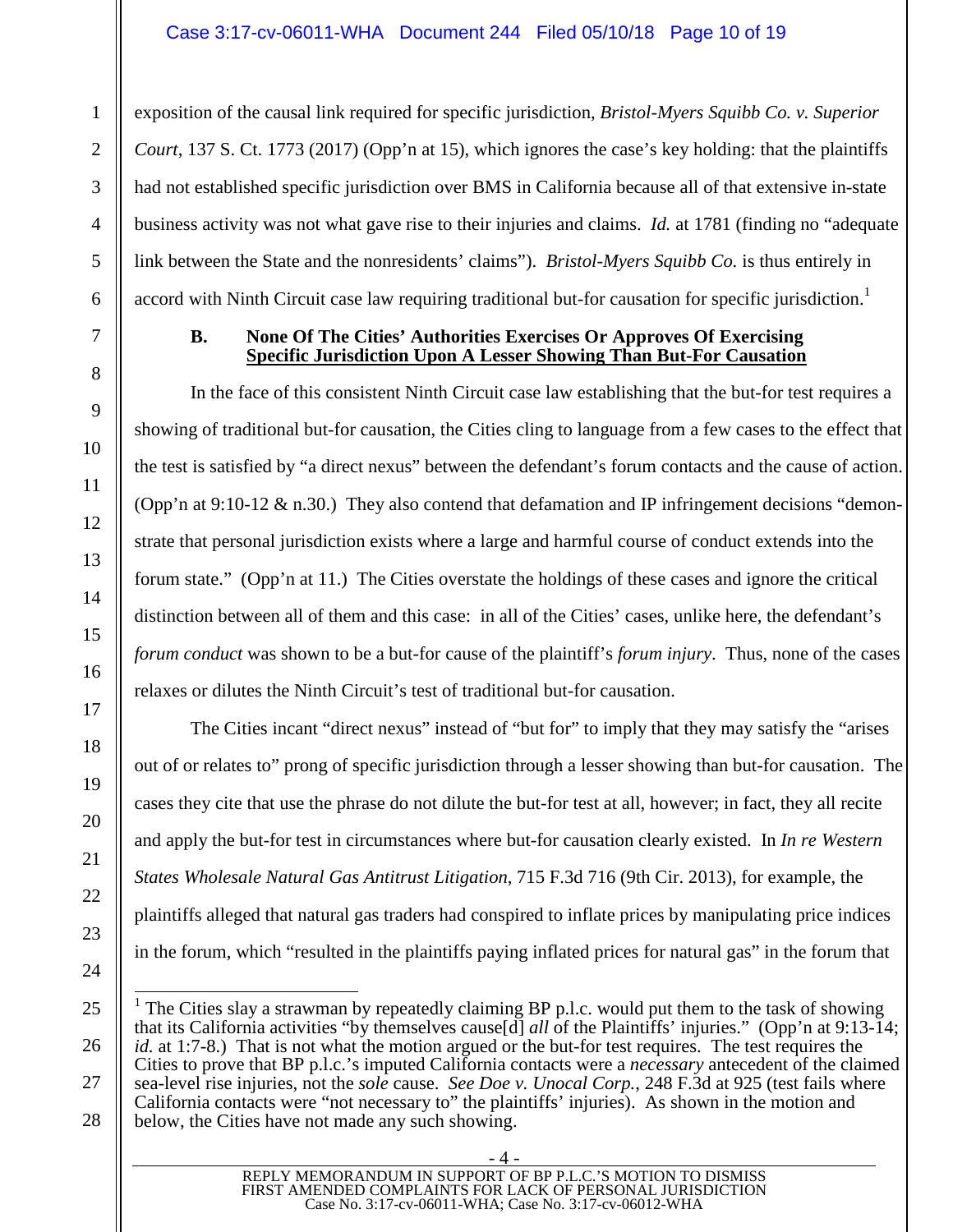exposition of the causal link required for specific jurisdiction, *Bristol-Myers Squibb Co. v. Superior Court*, 137 S. Ct. 1773 (2017) (Opp'n at 15), which ignores the case's key holding: that the plaintiffs had not established specific jurisdiction over BMS in California because all of that extensive in-state business activity was not what gave rise to their injuries and claims. *Id.* at 1781 (finding no "adequate link between the State and the nonresidents' claims"). *Bristol-Myers Squibb Co.* is thus entirely in accord with Ninth Circuit case law requiring traditional but-for causation for specific jurisdiction.[1]

### B. None Of The Cities' Authorities Exercises Or Approves Of Exercising Specific Jurisdiction Upon A Lesser Showing Than But-For Causation

In the face of this consistent Ninth Circuit case law establishing that the but-for test requires a showing of traditional but-for causation, the Cities cling to language from a few cases to the effect that the test is satisfied by "a direct nexus" between the defendant's forum contacts and the cause of action. (Opp'n at 9:10-12 & n.30.) They also contend that defamation and IP infringement decisions "demonstrate that personal jurisdiction exists where a large and harmful course of conduct extends into the forum state." (Opp'n at 11.) The Cities overstate the holdings of these cases and ignore the critical distinction between all of them and this case: in all of the Cities' cases, unlike here, the defendant's *forum conduct* was shown to be a but-for cause of the plaintiff's *forum injury*. Thus, none of the cases relaxes or dilutes the Ninth Circuit's test of traditional but-for causation.

The Cities incant "direct nexus" instead of "but for" to imply that they may satisfy the "arises out of or relates to" prong of specific jurisdiction through a lesser showing than but-for causation. The cases they cite that use the phrase do not dilute the but-for test at all, however; in fact, they all recite and apply the but-for test in circumstances where but-for causation clearly existed. In *In re Western States Wholesale Natural Gas Antitrust Litigation*, 715 F.3d 716 (9th Cir. 2013), for example, the plaintiffs alleged that natural gas traders had conspired to inflate prices by manipulating price indices in the forum, which "resulted in the plaintiffs paying inflated prices for natural gas" in the forum that

---

[1] The Cities slay a strawman by repeatedly claiming BP p.l.c. would put them to the task of showing that its California activities "by themselves cause[d] *all* of the Plaintiffs' injuries." (Opp'n at 9:13-14; *id.* at 1:7-8.) That is not what the motion argued or the but-for test requires. The test requires the Cities to prove that BP p.l.c.'s imputed California contacts were a *necessary* antecedent of the claimed sea-level rise injuries, not the *sole* cause. *See Doe v. Unocal Corp.*, 248 F.3d at 925 (test fails where California contacts were "not necessary to" the plaintiffs' injuries). As shown in the motion and below, the Cities have not made any such showing.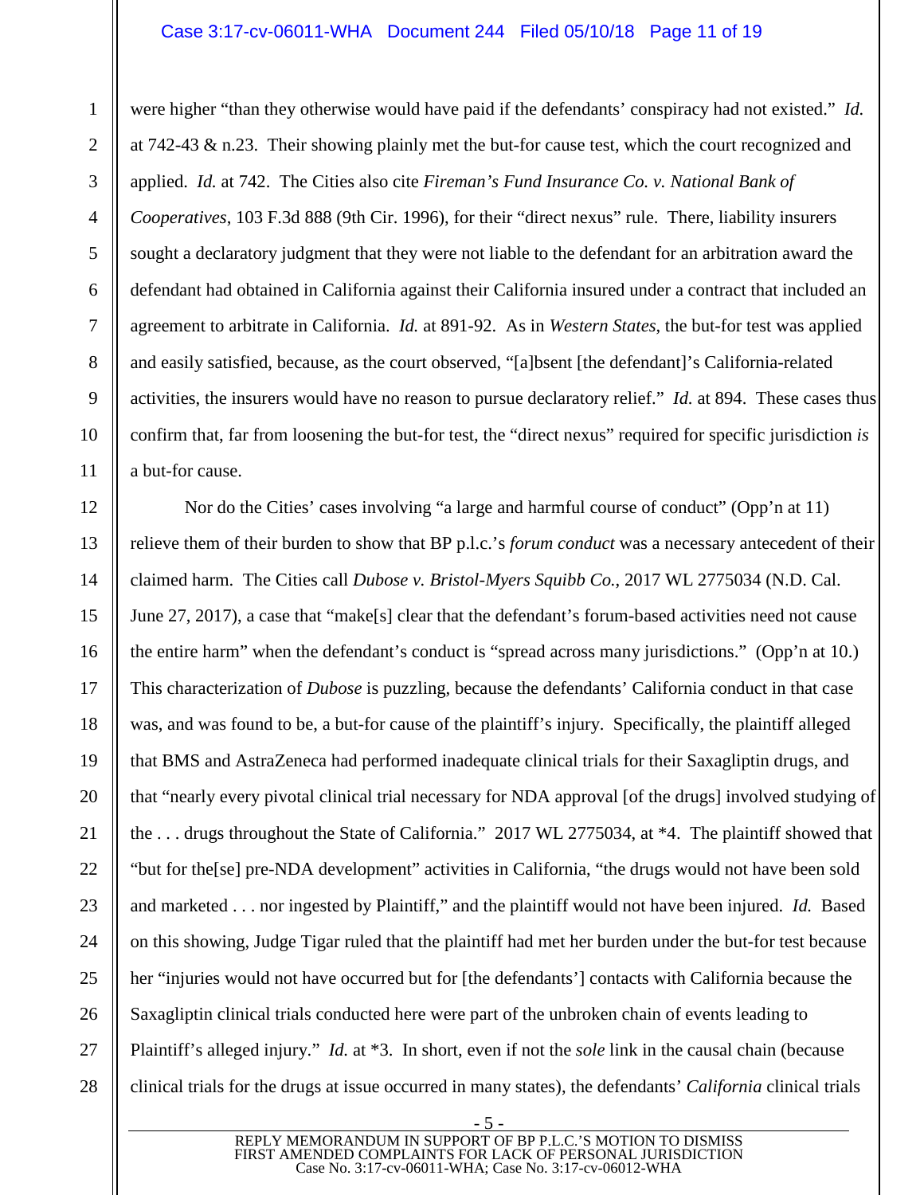were higher "than they otherwise would have paid if the defendants' conspiracy had not existed." *Id.* at 742-43 & n.23. Their showing plainly met the but-for cause test, which the court recognized and applied. *Id.* at 742. The Cities also cite *Fireman's Fund Insurance Co. v. National Bank of Cooperatives*, 103 F.3d 888 (9th Cir. 1996), for their "direct nexus" rule. There, liability insurers sought a declaratory judgment that they were not liable to the defendant for an arbitration award the defendant had obtained in California against their California insured under a contract that included an agreement to arbitrate in California. *Id.* at 891-92. As in *Western States*, the but-for test was applied and easily satisfied, because, as the court observed, "[a]bsent [the defendant]'s California-related activities, the insurers would have no reason to pursue declaratory relief." *Id.* at 894. These cases thus confirm that, far from loosening the but-for test, the "direct nexus" required for specific jurisdiction *is* a but-for cause.

Nor do the Cities' cases involving "a large and harmful course of conduct" (Opp'n at 11) relieve them of their burden to show that BP p.l.c.'s *forum conduct* was a necessary antecedent of their claimed harm. The Cities call *Dubose v. Bristol-Myers Squibb Co.*, 2017 WL 2775034 (N.D. Cal. June 27, 2017), a case that "make[s] clear that the defendant's forum-based activities need not cause the entire harm" when the defendant's conduct is "spread across many jurisdictions." (Opp'n at 10.) This characterization of *Dubose* is puzzling, because the defendants' California conduct in that case was, and was found to be, a but-for cause of the plaintiff's injury. Specifically, the plaintiff alleged that BMS and AstraZeneca had performed inadequate clinical trials for their Saxagliptin drugs, and that "nearly every pivotal clinical trial necessary for NDA approval [of the drugs] involved studying of the . . . drugs throughout the State of California." 2017 WL 2775034, at *4. The plaintiff showed that "but for the[se] pre-NDA development" activities in California, "the drugs would not have been sold and marketed . . . nor ingested by Plaintiff," and the plaintiff would not have been injured. *Id.* Based on this showing, Judge Tigar ruled that the plaintiff had met her burden under the but-for test because her "injuries would not have occurred but for [the defendants'] contacts with California because the Saxagliptin clinical trials conducted here were part of the unbroken chain of events leading to Plaintiff's alleged injury." *Id.* at *3. In short, even if not the *sole* link in the causal chain (because clinical trials for the drugs at issue occurred in many states), the defendants' *California* clinical trials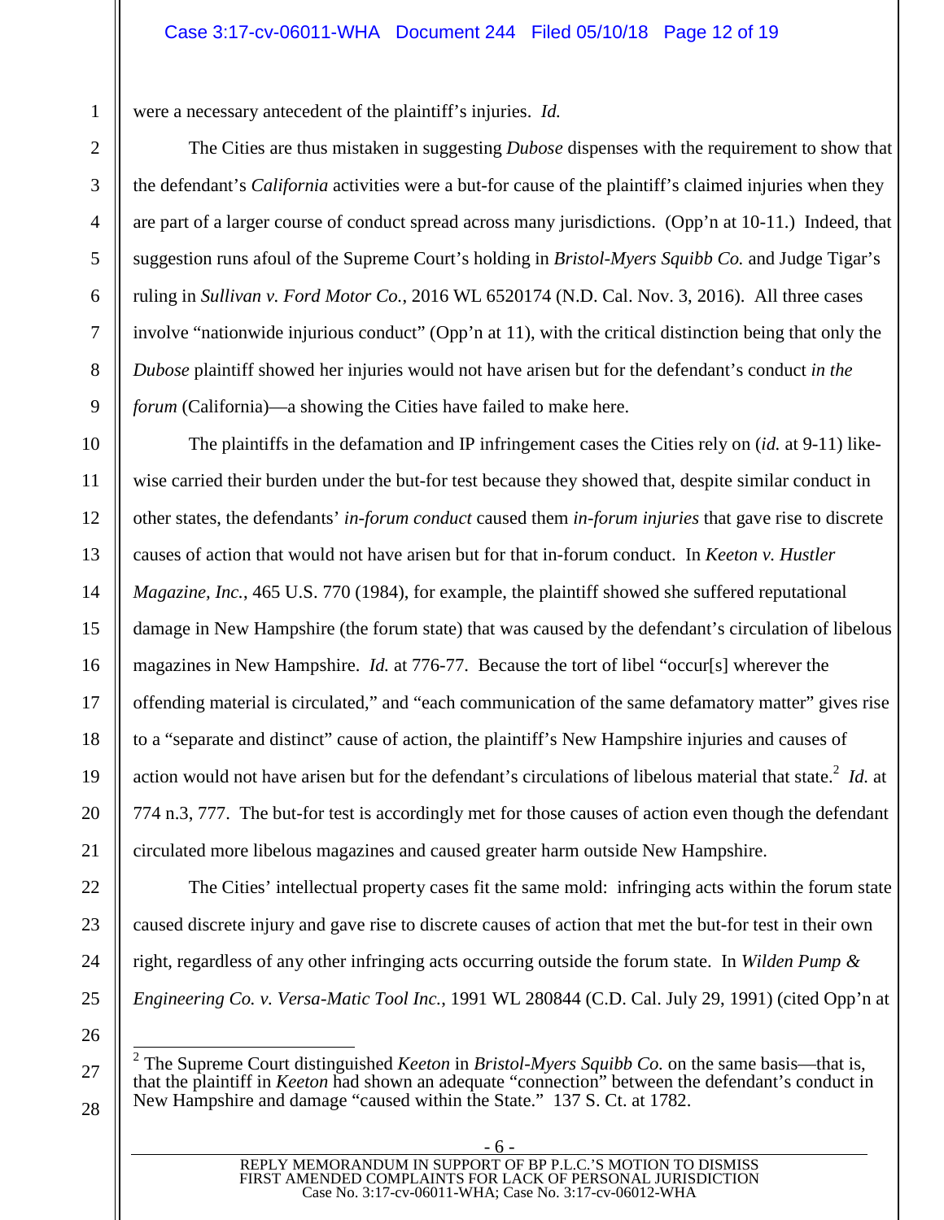were a necessary antecedent of the plaintiff's injuries. *Id.*

The Cities are thus mistaken in suggesting *Dubose* dispenses with the requirement to show that the defendant's *California* activities were a but-for cause of the plaintiff's claimed injuries when they are part of a larger course of conduct spread across many jurisdictions. (Opp'n at 10-11.) Indeed, that suggestion runs afoul of the Supreme Court's holding in *Bristol-Myers Squibb Co.* and Judge Tigar's ruling in *Sullivan v. Ford Motor Co.*, 2016 WL 6520174 (N.D. Cal. Nov. 3, 2016). All three cases involve "nationwide injurious conduct" (Opp'n at 11), with the critical distinction being that only the *Dubose* plaintiff showed her injuries would not have arisen but for the defendant's conduct *in the forum* (California)—a showing the Cities have failed to make here.

The plaintiffs in the defamation and IP infringement cases the Cities rely on (*id.* at 9-11) likewise carried their burden under the but-for test because they showed that, despite similar conduct in other states, the defendants' *in-forum conduct* caused them *in-forum injuries* that gave rise to discrete causes of action that would not have arisen but for that in-forum conduct. In *Keeton v. Hustler Magazine, Inc.*, 465 U.S. 770 (1984), for example, the plaintiff showed she suffered reputational damage in New Hampshire (the forum state) that was caused by the defendant's circulation of libelous magazines in New Hampshire. *Id.* at 776-77. Because the tort of libel "occur[s] wherever the offending material is circulated," and "each communication of the same defamatory matter" gives rise to a "separate and distinct" cause of action, the plaintiff's New Hampshire injuries and causes of action would not have arisen but for the defendant's circulations of libelous material that state.[2] *Id.* at 774 n.3, 777. The but-for test is accordingly met for those causes of action even though the defendant circulated more libelous magazines and caused greater harm outside New Hampshire.

The Cities' intellectual property cases fit the same mold: infringing acts within the forum state caused discrete injury and gave rise to discrete causes of action that met the but-for test in their own right, regardless of any other infringing acts occurring outside the forum state. In *Wilden Pump & Engineering Co. v. Versa-Matic Tool Inc.*, 1991 WL 280844 (C.D. Cal. July 29, 1991) (cited Opp'n at

---

[2] The Supreme Court distinguished *Keeton* in *Bristol-Myers Squibb Co.* on the same basis—that is, that the plaintiff in *Keeton* had shown an adequate "connection" between the defendant's conduct in New Hampshire and damage "caused within the State." 137 S. Ct. at 1782.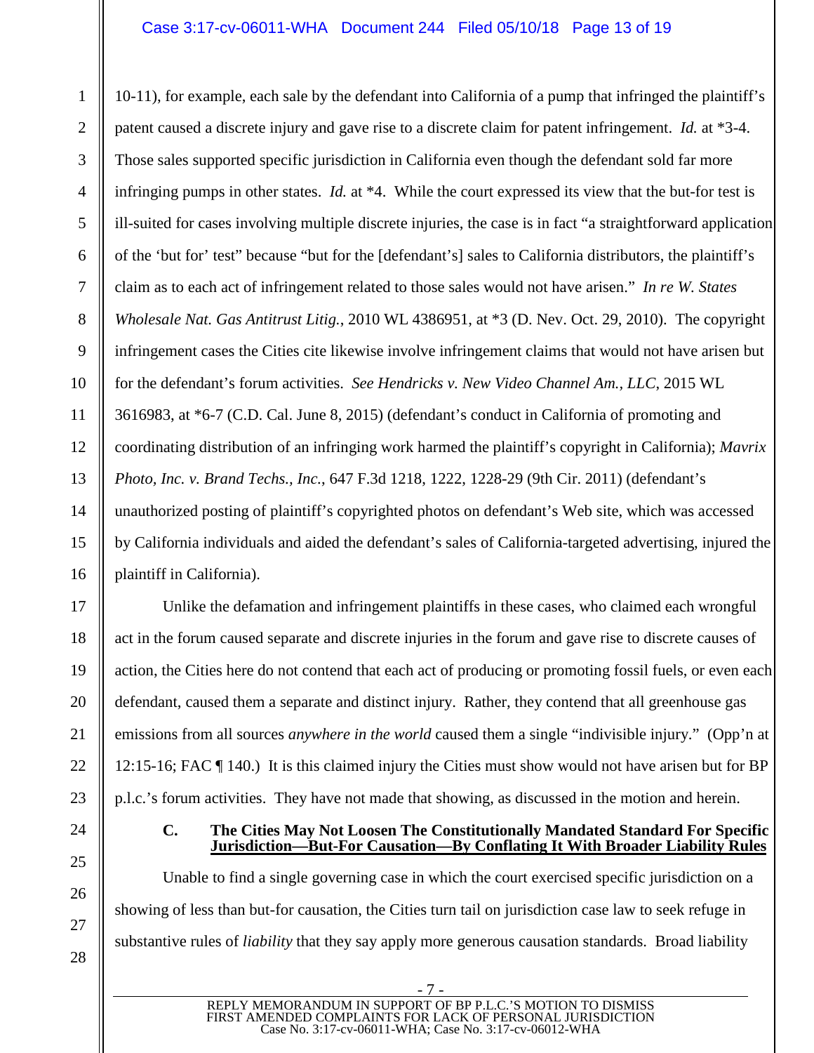10-11), for example, each sale by the defendant into California of a pump that infringed the plaintiff's patent caused a discrete injury and gave rise to a discrete claim for patent infringement. *Id.* at *3-4. Those sales supported specific jurisdiction in California even though the defendant sold far more infringing pumps in other states. *Id.* at *4. While the court expressed its view that the but-for test is ill-suited for cases involving multiple discrete injuries, the case is in fact "a straightforward application of the 'but for' test" because "but for the [defendant's] sales to California distributors, the plaintiff's claim as to each act of infringement related to those sales would not have arisen." *In re W. States Wholesale Nat. Gas Antitrust Litig.*, 2010 WL 4386951, at *3 (D. Nev. Oct. 29, 2010). The copyright infringement cases the Cities cite likewise involve infringement claims that would not have arisen but for the defendant's forum activities. *See Hendricks v. New Video Channel Am., LLC*, 2015 WL 3616983, at *6-7 (C.D. Cal. June 8, 2015) (defendant's conduct in California of promoting and coordinating distribution of an infringing work harmed the plaintiff's copyright in California); *Mavrix Photo, Inc. v. Brand Techs., Inc.*, 647 F.3d 1218, 1222, 1228-29 (9th Cir. 2011) (defendant's unauthorized posting of plaintiff's copyrighted photos on defendant's Web site, which was accessed by California individuals and aided the defendant's sales of California-targeted advertising, injured the plaintiff in California).

Unlike the defamation and infringement plaintiffs in these cases, who claimed each wrongful act in the forum caused separate and discrete injuries in the forum and gave rise to discrete causes of action, the Cities here do not contend that each act of producing or promoting fossil fuels, or even each defendant, caused them a separate and distinct injury. Rather, they contend that all greenhouse gas emissions from all sources *anywhere in the world* caused them a single "indivisible injury." (Opp'n at 12:15-16; FAC ¶ 140.) It is this claimed injury the Cities must show would not have arisen but for BP p.l.c.'s forum activities. They have not made that showing, as discussed in the motion and herein.

### C. The Cities May Not Loosen The Constitutionally Mandated Standard For Specific Jurisdiction—But-For Causation—By Conflating It With Broader Liability Rules

Unable to find a single governing case in which the court exercised specific jurisdiction on a showing of less than but-for causation, the Cities turn tail on jurisdiction case law to seek refuge in substantive rules of *liability* that they say apply more generous causation standards. Broad liability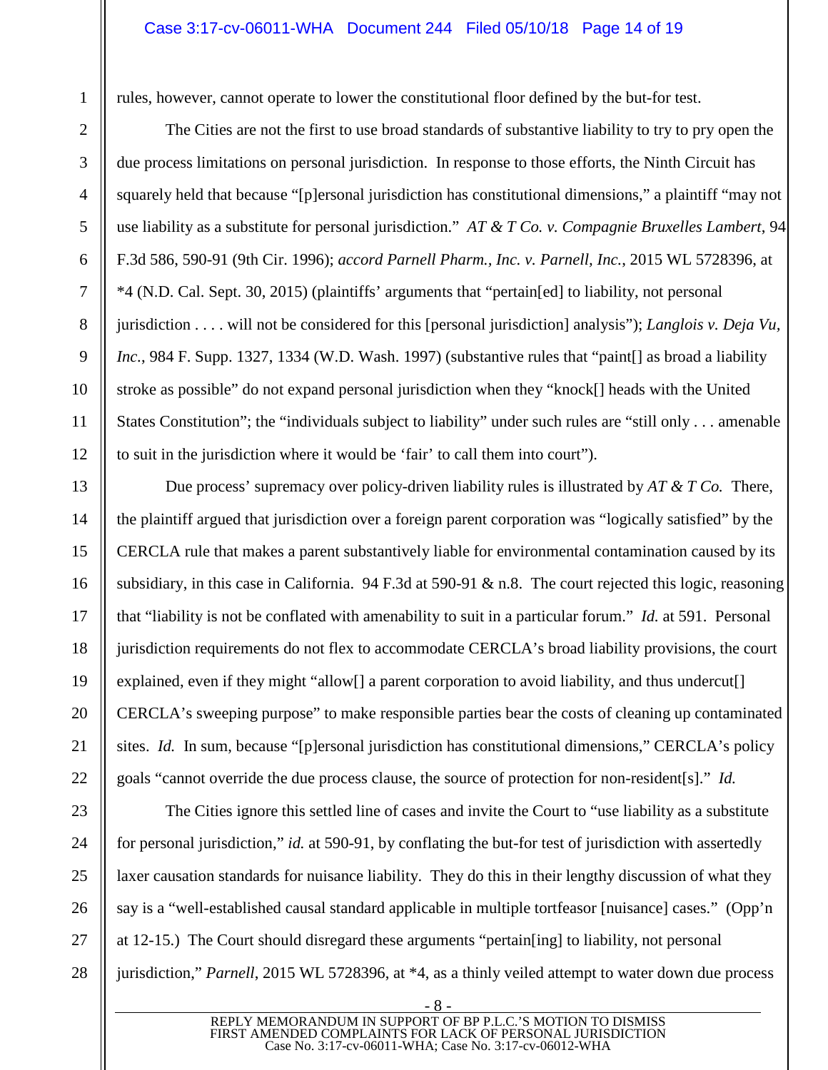rules, however, cannot operate to lower the constitutional floor defined by the but-for test.

The Cities are not the first to use broad standards of substantive liability to try to pry open the due process limitations on personal jurisdiction. In response to those efforts, the Ninth Circuit has squarely held that because "[p]ersonal jurisdiction has constitutional dimensions," a plaintiff "may not use liability as a substitute for personal jurisdiction." *AT & T Co. v. Compagnie Bruxelles Lambert*, 94 F.3d 586, 590-91 (9th Cir. 1996); *accord Parnell Pharm., Inc. v. Parnell, Inc.*, 2015 WL 5728396, at *4 (N.D. Cal. Sept. 30, 2015) (plaintiffs' arguments that "pertain[ed] to liability, not personal jurisdiction . . . . will not be considered for this [personal jurisdiction] analysis"); *Langlois v. Deja Vu, Inc.*, 984 F. Supp. 1327, 1334 (W.D. Wash. 1997) (substantive rules that "paint[] as broad a liability stroke as possible" do not expand personal jurisdiction when they "knock[] heads with the United States Constitution"; the "individuals subject to liability" under such rules are "still only . . . amenable to suit in the jurisdiction where it would be 'fair' to call them into court").

Due process' supremacy over policy-driven liability rules is illustrated by *AT & T Co.* There, the plaintiff argued that jurisdiction over a foreign parent corporation was "logically satisfied" by the CERCLA rule that makes a parent substantively liable for environmental contamination caused by its subsidiary, in this case in California. 94 F.3d at 590-91 & n.8. The court rejected this logic, reasoning that "liability is not be conflated with amenability to suit in a particular forum." *Id.* at 591. Personal jurisdiction requirements do not flex to accommodate CERCLA's broad liability provisions, the court explained, even if they might "allow[] a parent corporation to avoid liability, and thus undercut[] CERCLA's sweeping purpose" to make responsible parties bear the costs of cleaning up contaminated sites. *Id.* In sum, because "[p]ersonal jurisdiction has constitutional dimensions," CERCLA's policy goals "cannot override the due process clause, the source of protection for non-resident[s]." *Id.*

The Cities ignore this settled line of cases and invite the Court to "use liability as a substitute for personal jurisdiction," *id.* at 590-91, by conflating the but-for test of jurisdiction with assertedly laxer causation standards for nuisance liability. They do this in their lengthy discussion of what they say is a "well-established causal standard applicable in multiple tortfeasor [nuisance] cases." (Opp'n at 12-15.) The Court should disregard these arguments "pertain[ing] to liability, not personal jurisdiction," *Parnell*, 2015 WL 5728396, at *4, as a thinly veiled attempt to water down due process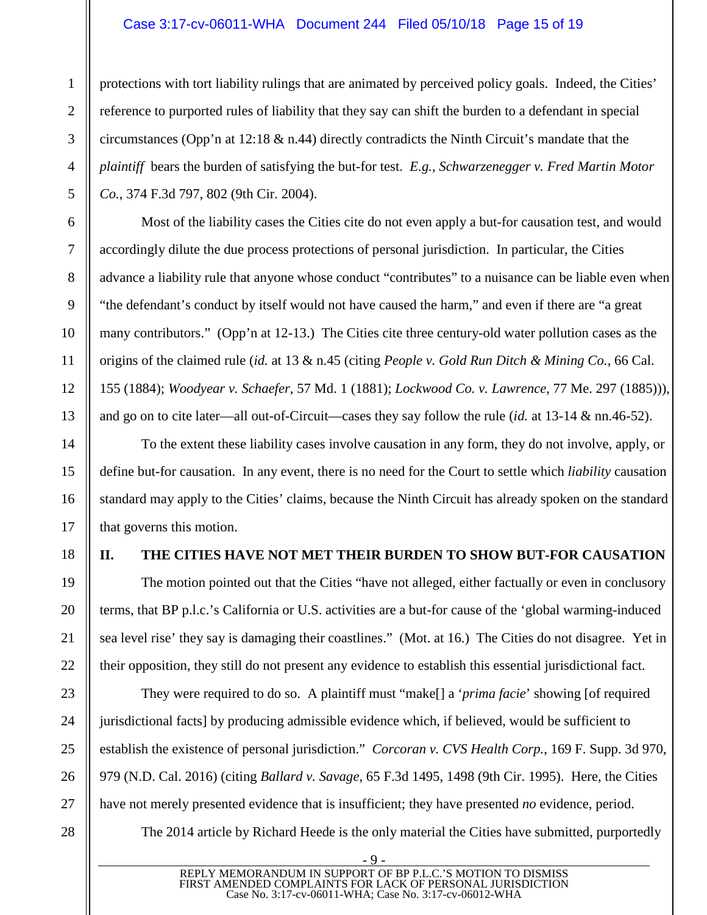protections with tort liability rulings that are animated by perceived policy goals. Indeed, the Cities' reference to purported rules of liability that they say can shift the burden to a defendant in special circumstances (Opp'n at 12:18 & n.44) directly contradicts the Ninth Circuit's mandate that the *plaintiff* bears the burden of satisfying the but-for test. *E.g.*, *Schwarzenegger v. Fred Martin Motor Co.*, 374 F.3d 797, 802 (9th Cir. 2004).

Most of the liability cases the Cities cite do not even apply a but-for causation test, and would accordingly dilute the due process protections of personal jurisdiction. In particular, the Cities advance a liability rule that anyone whose conduct "contributes" to a nuisance can be liable even when "the defendant's conduct by itself would not have caused the harm," and even if there are "a great many contributors." (Opp'n at 12-13.) The Cities cite three century-old water pollution cases as the origins of the claimed rule (*id.* at 13 & n.45 (citing *People v. Gold Run Ditch & Mining Co.*, 66 Cal. 155 (1884); *Woodyear v. Schaefer*, 57 Md. 1 (1881); *Lockwood Co. v. Lawrence*, 77 Me. 297 (1885))), and go on to cite later—all out-of-Circuit—cases they say follow the rule (*id.* at 13-14 & nn.46-52).

To the extent these liability cases involve causation in any form, they do not involve, apply, or define but-for causation. In any event, there is no need for the Court to settle which *liability* causation standard may apply to the Cities' claims, because the Ninth Circuit has already spoken on the standard that governs this motion.

## II. THE CITIES HAVE NOT MET THEIR BURDEN TO SHOW BUT-FOR CAUSATION

The motion pointed out that the Cities "have not alleged, either factually or even in conclusory terms, that BP p.l.c.'s California or U.S. activities are a but-for cause of the 'global warming-induced sea level rise' they say is damaging their coastlines." (Mot. at 16.) The Cities do not disagree. Yet in their opposition, they still do not present any evidence to establish this essential jurisdictional fact.

They were required to do so. A plaintiff must "make[] a '*prima facie*' showing [of required jurisdictional facts] by producing admissible evidence which, if believed, would be sufficient to establish the existence of personal jurisdiction." *Corcoran v. CVS Health Corp.*, 169 F. Supp. 3d 970, 979 (N.D. Cal. 2016) (citing *Ballard v. Savage*, 65 F.3d 1495, 1498 (9th Cir. 1995). Here, the Cities have not merely presented evidence that is insufficient; they have presented *no* evidence, period.

The 2014 article by Richard Heede is the only material the Cities have submitted, purportedly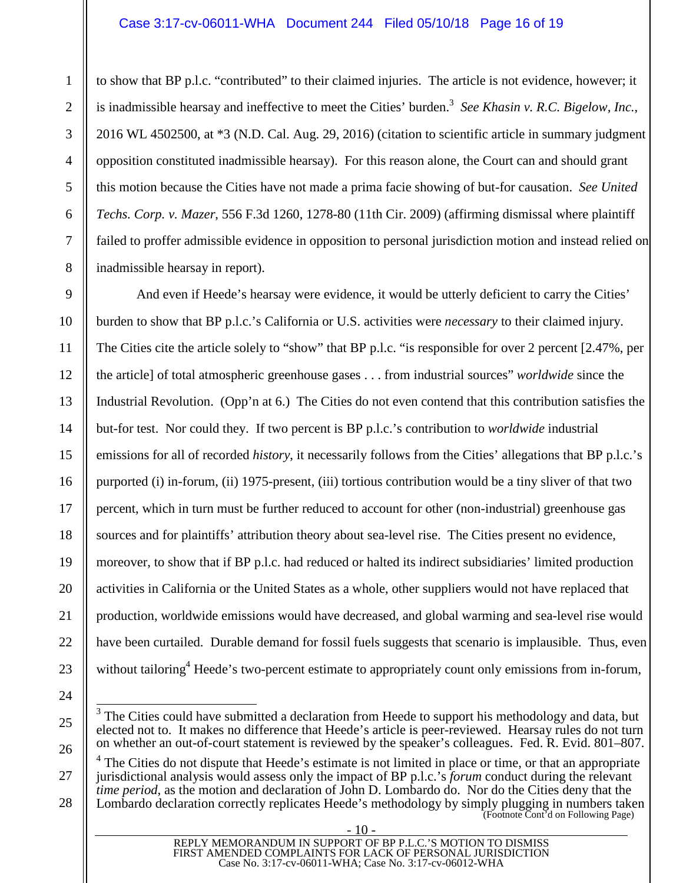to show that BP p.l.c. "contributed" to their claimed injuries. The article is not evidence, however; it is inadmissible hearsay and ineffective to meet the Cities' burden.[3] *See Khasin v. R.C. Bigelow, Inc.*, 2016 WL 4502500, at *3 (N.D. Cal. Aug. 29, 2016) (citation to scientific article in summary judgment opposition constituted inadmissible hearsay). For this reason alone, the Court can and should grant this motion because the Cities have not made a prima facie showing of but-for causation. *See United Techs. Corp. v. Mazer*, 556 F.3d 1260, 1278-80 (11th Cir. 2009) (affirming dismissal where plaintiff failed to proffer admissible evidence in opposition to personal jurisdiction motion and instead relied on inadmissible hearsay in report).

And even if Heede's hearsay were evidence, it would be utterly deficient to carry the Cities' burden to show that BP p.l.c.'s California or U.S. activities were *necessary* to their claimed injury. The Cities cite the article solely to "show" that BP p.l.c. "is responsible for over 2 percent [2.47%, per the article] of total atmospheric greenhouse gases . . . from industrial sources" *worldwide* since the Industrial Revolution. (Opp'n at 6.) The Cities do not even contend that this contribution satisfies the but-for test. Nor could they. If two percent is BP p.l.c.'s contribution to *worldwide* industrial emissions for all of recorded *history*, it necessarily follows from the Cities' allegations that BP p.l.c.'s purported (i) in-forum, (ii) 1975-present, (iii) tortious contribution would be a tiny sliver of that two percent, which in turn must be further reduced to account for other (non-industrial) greenhouse gas sources and for plaintiffs' attribution theory about sea-level rise. The Cities present no evidence, moreover, to show that if BP p.l.c. had reduced or halted its indirect subsidiaries' limited production activities in California or the United States as a whole, other suppliers would not have replaced that production, worldwide emissions would have decreased, and global warming and sea-level rise would have been curtailed. Durable demand for fossil fuels suggests that scenario is implausible. Thus, even without tailoring[4] Heede's two-percent estimate to appropriately count only emissions from in-forum,

---

[3] The Cities could have submitted a declaration from Heede to support his methodology and data, but elected not to. It makes no difference that Heede's article is peer-reviewed. Hearsay rules do not turn on whether an out-of-court statement is reviewed by the speaker's colleagues. Fed. R. Evid. 801–807.

[4] The Cities do not dispute that Heede's estimate is not limited in place or time, or that an appropriate jurisdictional analysis would assess only the impact of BP p.l.c.'s *forum* conduct during the relevant *time period*, as the motion and declaration of John D. Lombardo do. Nor do the Cities deny that the Lombardo declaration correctly replicates Heede's methodology by simply plugging in numbers taken

(Footnote Cont'd on Following Page)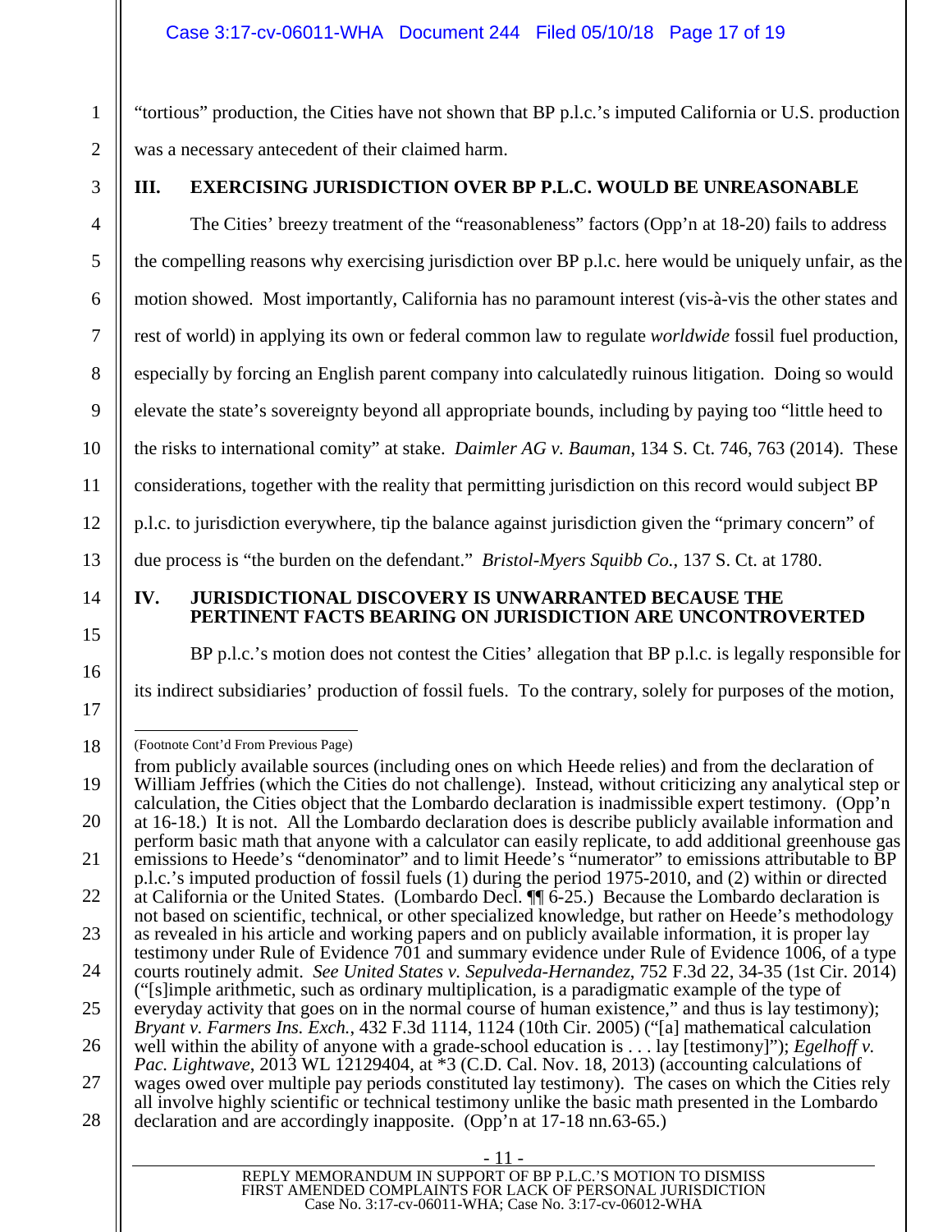"tortious" production, the Cities have not shown that BP p.l.c.'s imputed California or U.S. production was a necessary antecedent of their claimed harm.

## III. EXERCISING JURISDICTION OVER BP P.L.C. WOULD BE UNREASONABLE

The Cities' breezy treatment of the "reasonableness" factors (Opp'n at 18-20) fails to address the compelling reasons why exercising jurisdiction over BP p.l.c. here would be uniquely unfair, as the motion showed. Most importantly, California has no paramount interest (vis-à-vis the other states and rest of world) in applying its own or federal common law to regulate *worldwide* fossil fuel production, especially by forcing an English parent company into calculatedly ruinous litigation. Doing so would elevate the state's sovereignty beyond all appropriate bounds, including by paying too "little heed to the risks to international comity" at stake. *Daimler AG v. Bauman*, 134 S. Ct. 746, 763 (2014). These considerations, together with the reality that permitting jurisdiction on this record would subject BP p.l.c. to jurisdiction everywhere, tip the balance against jurisdiction given the "primary concern" of due process is "the burden on the defendant." *Bristol-Myers Squibb Co.*, 137 S. Ct. at 1780.

## IV. JURISDICTIONAL DISCOVERY IS UNWARRANTED BECAUSE THE PERTINENT FACTS BEARING ON JURISDICTION ARE UNCONTROVERTED

BP p.l.c.'s motion does not contest the Cities' allegation that BP p.l.c. is legally responsible for its indirect subsidiaries' production of fossil fuels. To the contrary, solely for purposes of the motion,

---

(Footnote Cont'd From Previous Page)

from publicly available sources (including ones on which Heede relies) and from the declaration of William Jeffries (which the Cities do not challenge). Instead, without criticizing any analytical step or calculation, the Cities object that the Lombardo declaration is inadmissible expert testimony. (Opp'n at 16-18.) It is not. All the Lombardo declaration does is describe publicly available information and perform basic math that anyone with a calculator can easily replicate, to add additional greenhouse gas emissions to Heede's "denominator" and to limit Heede's "numerator" to emissions attributable to BP p.l.c.'s imputed production of fossil fuels (1) during the period 1975-2010, and (2) within or directed at California or the United States. (Lombardo Decl. ¶¶ 6-25.) Because the Lombardo declaration is not based on scientific, technical, or other specialized knowledge, but rather on Heede's methodology as revealed in his article and working papers and on publicly available information, it is proper lay testimony under Rule of Evidence 701 and summary evidence under Rule of Evidence 1006, of a type courts routinely admit. *See United States v. Sepulveda-Hernandez*, 752 F.3d 22, 34-35 (1st Cir. 2014) ("[s]imple arithmetic, such as ordinary multiplication, is a paradigmatic example of the type of everyday activity that goes on in the normal course of human existence," and thus is lay testimony); *Bryant v. Farmers Ins. Exch.*, 432 F.3d 1114, 1124 (10th Cir. 2005) ("[a] mathematical calculation well within the ability of anyone with a grade-school education is . . . lay [testimony]"); *Egelhoff v. Pac. Lightwave*, 2013 WL 12129404, at *3 (C.D. Cal. Nov. 18, 2013) (accounting calculations of wages owed over multiple pay periods constituted lay testimony). The cases on which the Cities rely all involve highly scientific or technical testimony unlike the basic math presented in the Lombardo declaration and are accordingly inapposite. (Opp'n at 17-18 nn.63-65.)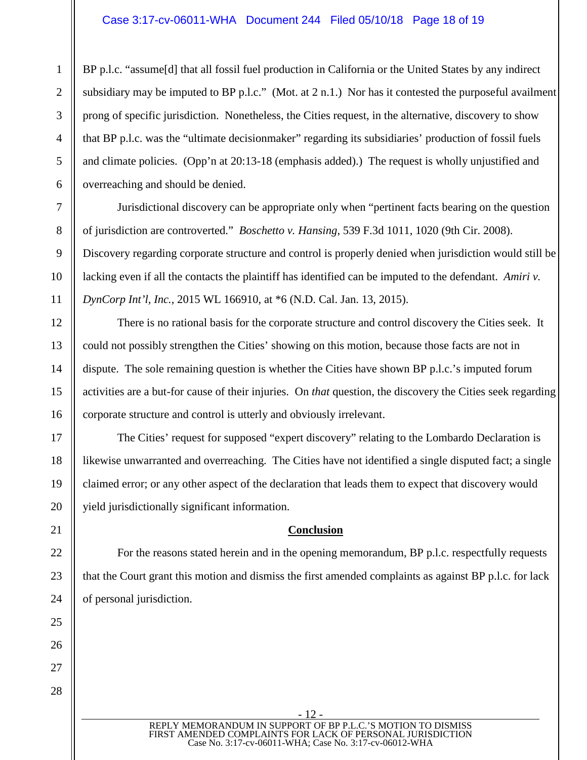BP p.l.c. "assume[d] that all fossil fuel production in California or the United States by any indirect subsidiary may be imputed to BP p.l.c." (Mot. at 2 n.1.) Nor has it contested the purposeful availment prong of specific jurisdiction. Nonetheless, the Cities request, in the alternative, discovery to show that BP p.l.c. was the "ultimate decisionmaker" regarding its subsidiaries' production of fossil fuels and climate policies. (Opp'n at 20:13-18 (emphasis added).) The request is wholly unjustified and overreaching and should be denied.

Jurisdictional discovery can be appropriate only when "pertinent facts bearing on the question of jurisdiction are controverted." *Boschetto v. Hansing*, 539 F.3d 1011, 1020 (9th Cir. 2008). Discovery regarding corporate structure and control is properly denied when jurisdiction would still be lacking even if all the contacts the plaintiff has identified can be imputed to the defendant. *Amiri v. DynCorp Int'l, Inc.*, 2015 WL 166910, at *6 (N.D. Cal. Jan. 13, 2015).

There is no rational basis for the corporate structure and control discovery the Cities seek. It could not possibly strengthen the Cities' showing on this motion, because those facts are not in dispute. The sole remaining question is whether the Cities have shown BP p.l.c.'s imputed forum activities are a but-for cause of their injuries. On *that* question, the discovery the Cities seek regarding corporate structure and control is utterly and obviously irrelevant.

The Cities' request for supposed "expert discovery" relating to the Lombardo Declaration is likewise unwarranted and overreaching. The Cities have not identified a single disputed fact; a single claimed error; or any other aspect of the declaration that leads them to expect that discovery would yield jurisdictionally significant information.

**Conclusion**

For the reasons stated herein and in the opening memorandum, BP p.l.c. respectfully requests that the Court grant this motion and dismiss the first amended complaints as against BP p.l.c. for lack of personal jurisdiction.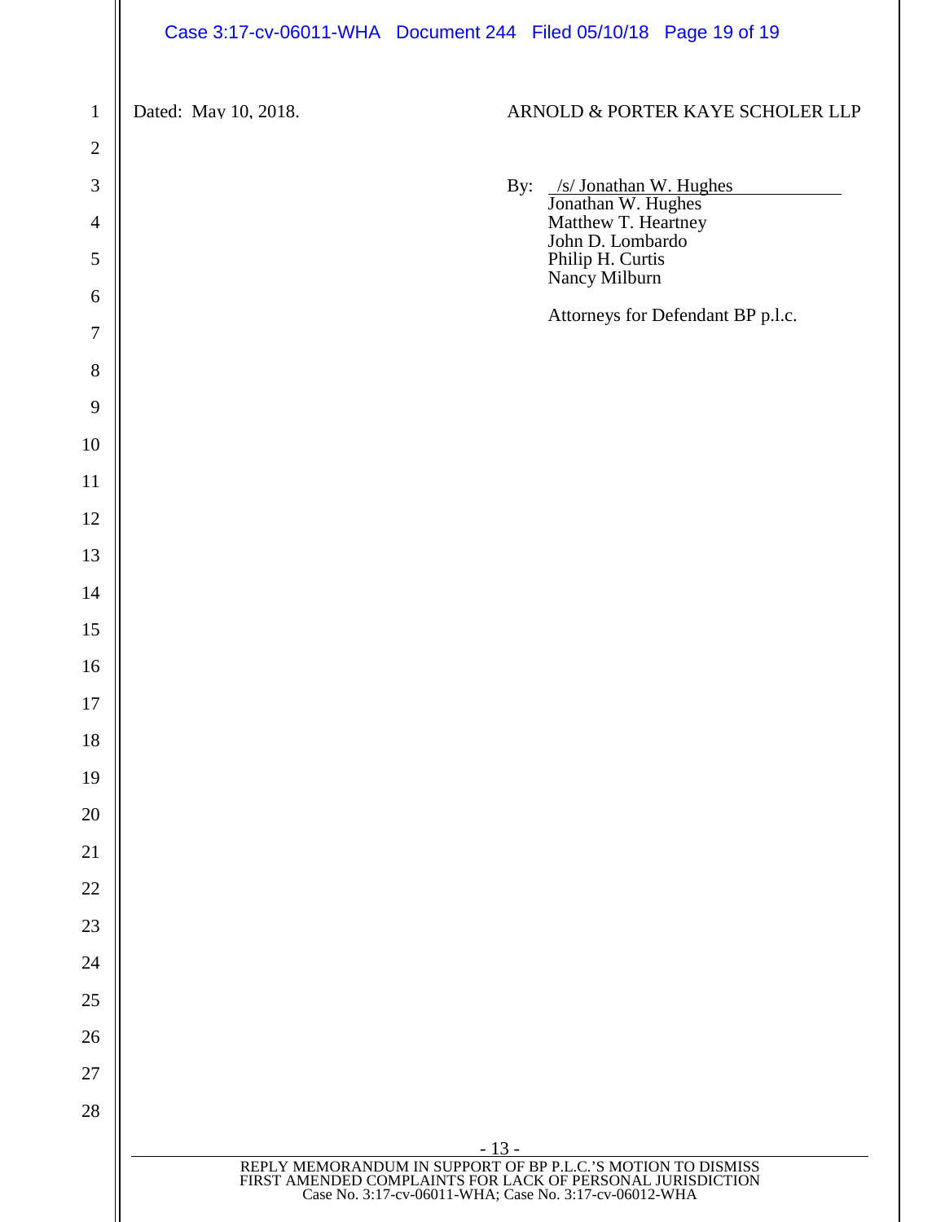Dated: May 10, 2018.

ARNOLD & PORTER KAYE SCHOLER LLP

By: /s/ Jonathan W. Hughes
Jonathan W. Hughes
Matthew T. Heartney
John D. Lombardo
Philip H. Curtis
Nancy Milburn

Attorneys for Defendant BP p.l.c.